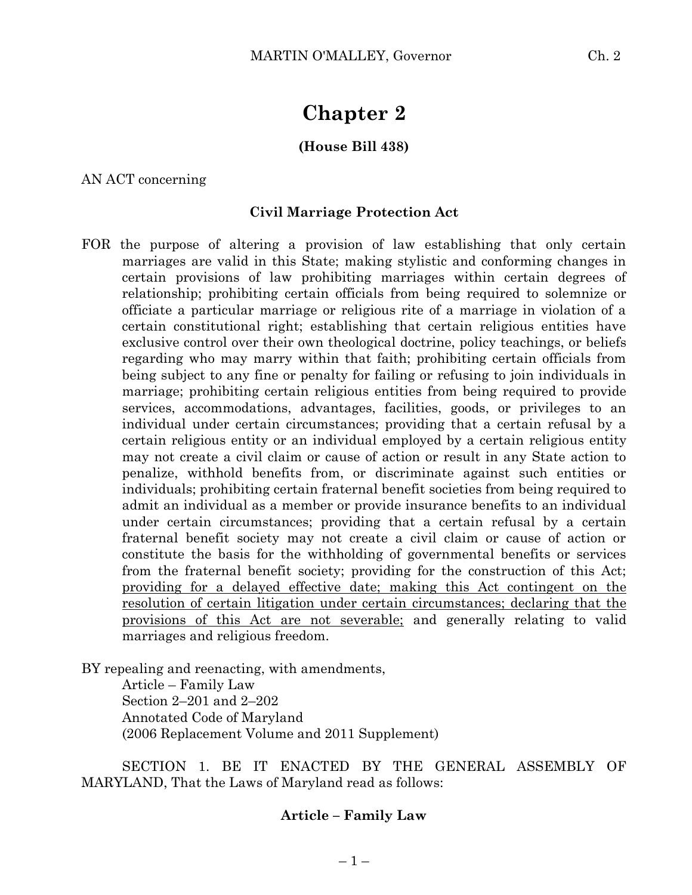# Chapter 2

**(House Bill 438)**

AN ACT concerning

**Civil Marriage Protection Act**

FOR the purpose of altering a provision of law establishing that only certain marriages are valid in this State; making stylistic and conforming changes in certain provisions of law prohibiting marriages within certain degrees of relationship; prohibiting certain officials from being required to solemnize or officiate a particular marriage or religious rite of a marriage in violation of a certain constitutional right; establishing that certain religious entities have exclusive control over their own theological doctrine, policy teachings, or beliefs regarding who may marry within that faith; prohibiting certain officials from being subject to any fine or penalty for failing or refusing to join individuals in marriage; prohibiting certain religious entities from being required to provide services, accommodations, advantages, facilities, goods, or privileges to an individual under certain circumstances; providing that a certain refusal by a certain religious entity or an individual employed by a certain religious entity may not create a civil claim or cause of action or result in any State action to penalize, withhold benefits from, or discriminate against such entities or individuals; prohibiting certain fraternal benefit societies from being required to admit an individual as a member or provide insurance benefits to an individual under certain circumstances; providing that a certain refusal by a certain fraternal benefit society may not create a civil claim or cause of action or constitute the basis for the withholding of governmental benefits or services from the fraternal benefit society; providing for the construction of this Act; <u>providing for a delayed effective date; making this Act contingent on the resolution of certain litigation under certain circumstances; declaring that the provisions of this Act are not severable;</u> and generally relating to valid marriages and religious freedom.

BY repealing and reenacting, with amendments,
Article – Family Law
Section 2–201 and 2–202
Annotated Code of Maryland
(2006 Replacement Volume and 2011 Supplement)

SECTION 1. BE IT ENACTED BY THE GENERAL ASSEMBLY OF MARYLAND, That the Laws of Maryland read as follows:

**Article – Family Law**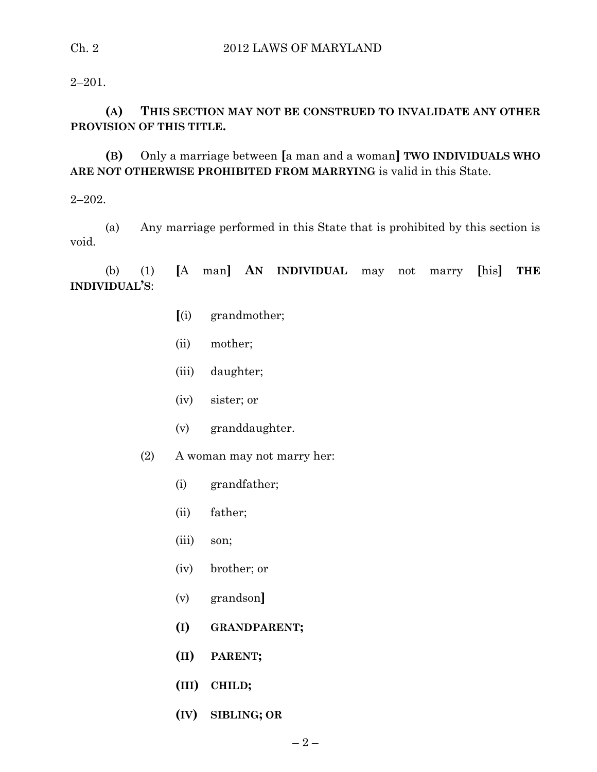2–201.

**(A) THIS SECTION MAY NOT BE CONSTRUED TO INVALIDATE ANY OTHER PROVISION OF THIS TITLE.**

**(B)** Only a marriage between **[**a man and a woman**]** **TWO INDIVIDUALS WHO ARE NOT OTHERWISE PROHIBITED FROM MARRYING** is valid in this State.

2–202.

(a) Any marriage performed in this State that is prohibited by this section is void.

(b) (1) **[**A man**]** **AN INDIVIDUAL** may not marry **[**his**]** **THE INDIVIDUAL'S**:

**[**(i) grandmother;

(ii) mother;

(iii) daughter;

(iv) sister; or

(v) granddaughter.

(2) A woman may not marry her:

(i) grandfather;

(ii) father;

(iii) son;

(iv) brother; or

(v) grandson**]**

**(I) GRANDPARENT;**

**(II) PARENT;**

**(III) CHILD;**

**(IV) SIBLING; OR**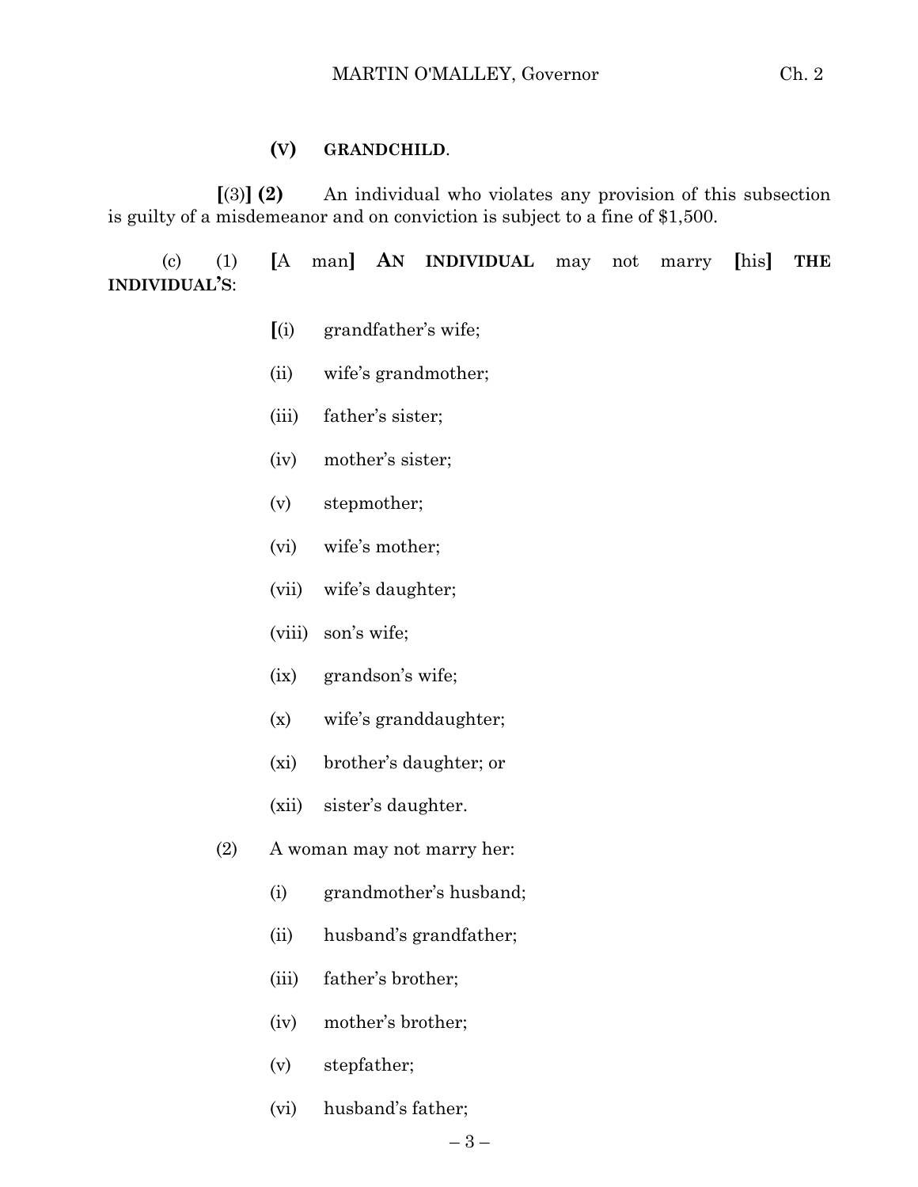**(V) GRANDCHILD**.

[(3)] **(2)** An individual who violates any provision of this subsection is guilty of a misdemeanor and on conviction is subject to a fine of $1,500.

(c) (1) **[**A man**]** **AN INDIVIDUAL** may not marry **[**his**]** **THE INDIVIDUAL'S**:

**[**(i) grandfather's wife;

(ii) wife's grandmother;

(iii) father's sister;

(iv) mother's sister;

(v) stepmother;

(vi) wife's mother;

(vii) wife's daughter;

(viii) son's wife;

(ix) grandson's wife;

(x) wife's granddaughter;

(xi) brother's daughter; or

(xii) sister's daughter.

(2) A woman may not marry her:

(i) grandmother's husband;

(ii) husband's grandfather;

(iii) father's brother;

(iv) mother's brother;

(v) stepfather;

(vi) husband's father;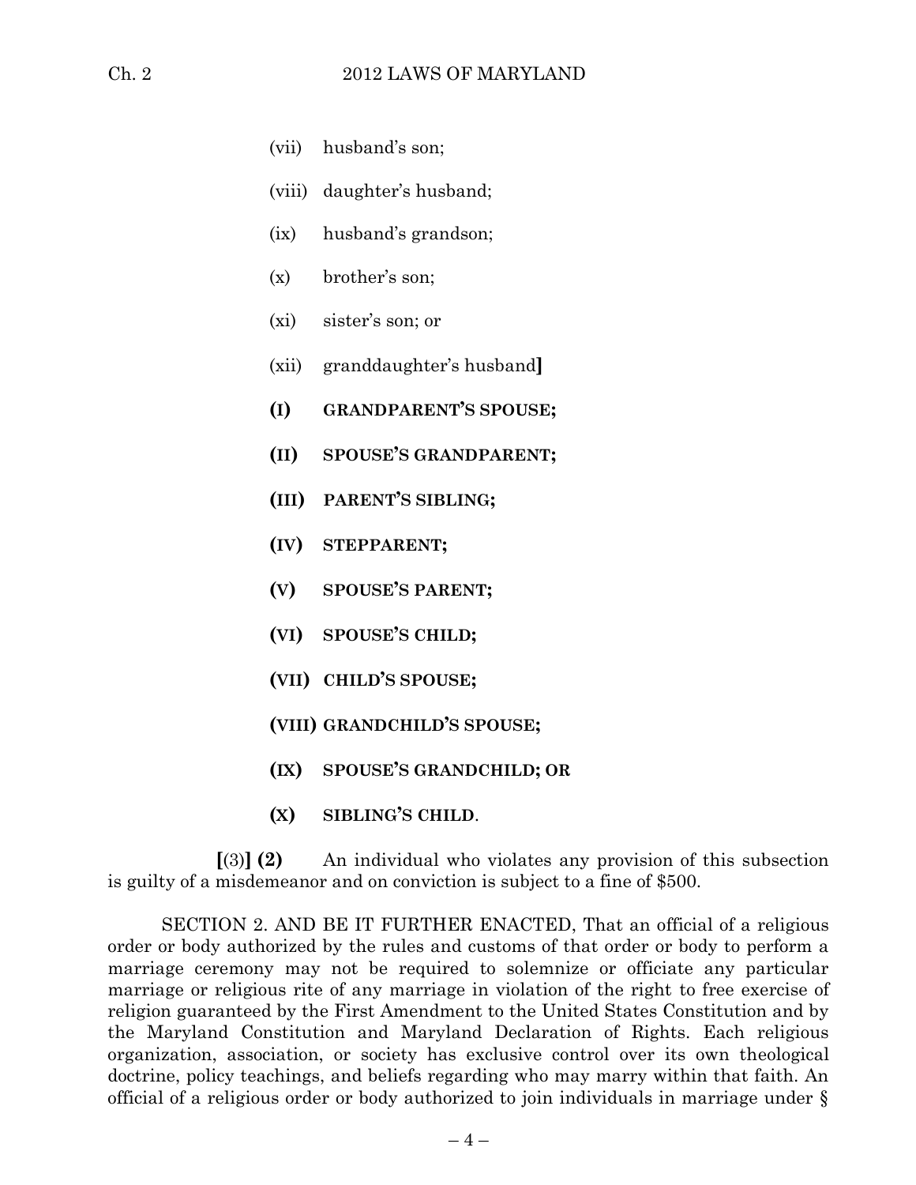(vii) husband's son;

(viii) daughter's husband;

(ix) husband's grandson;

(x) brother's son;

(xi) sister's son; or

(xii) granddaughter's husband]

**(I) GRANDPARENT'S SPOUSE;**

**(II) SPOUSE'S GRANDPARENT;**

**(III) PARENT'S SIBLING;**

**(IV) STEPPARENT;**

**(V) SPOUSE'S PARENT;**

**(VI) SPOUSE'S CHILD;**

**(VII) CHILD'S SPOUSE;**

**(VIII) GRANDCHILD'S SPOUSE;**

**(IX) SPOUSE'S GRANDCHILD; OR**

**(X) SIBLING'S CHILD**.

[(3)] **(2)** An individual who violates any provision of this subsection is guilty of a misdemeanor and on conviction is subject to a fine of $500.

SECTION 2. AND BE IT FURTHER ENACTED, That an official of a religious order or body authorized by the rules and customs of that order or body to perform a marriage ceremony may not be required to solemnize or officiate any particular marriage or religious rite of any marriage in violation of the right to free exercise of religion guaranteed by the First Amendment to the United States Constitution and by the Maryland Constitution and Maryland Declaration of Rights. Each religious organization, association, or society has exclusive control over its own theological doctrine, policy teachings, and beliefs regarding who may marry within that faith. An official of a religious order or body authorized to join individuals in marriage under §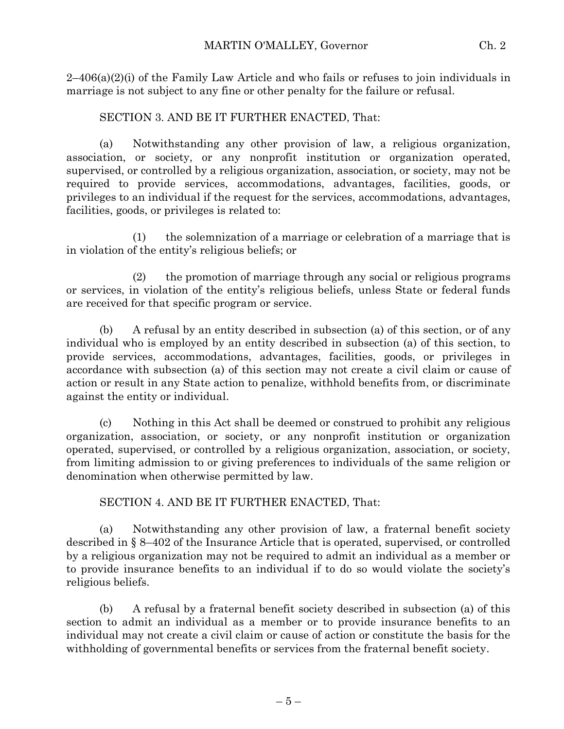2–406(a)(2)(i) of the Family Law Article and who fails or refuses to join individuals in marriage is not subject to any fine or other penalty for the failure or refusal.

SECTION 3. AND BE IT FURTHER ENACTED, That:

(a) Notwithstanding any other provision of law, a religious organization, association, or society, or any nonprofit institution or organization operated, supervised, or controlled by a religious organization, association, or society, may not be required to provide services, accommodations, advantages, facilities, goods, or privileges to an individual if the request for the services, accommodations, advantages, facilities, goods, or privileges is related to:

(1) the solemnization of a marriage or celebration of a marriage that is in violation of the entity's religious beliefs; or

(2) the promotion of marriage through any social or religious programs or services, in violation of the entity's religious beliefs, unless State or federal funds are received for that specific program or service.

(b) A refusal by an entity described in subsection (a) of this section, or of any individual who is employed by an entity described in subsection (a) of this section, to provide services, accommodations, advantages, facilities, goods, or privileges in accordance with subsection (a) of this section may not create a civil claim or cause of action or result in any State action to penalize, withhold benefits from, or discriminate against the entity or individual.

(c) Nothing in this Act shall be deemed or construed to prohibit any religious organization, association, or society, or any nonprofit institution or organization operated, supervised, or controlled by a religious organization, association, or society, from limiting admission to or giving preferences to individuals of the same religion or denomination when otherwise permitted by law.

SECTION 4. AND BE IT FURTHER ENACTED, That:

(a) Notwithstanding any other provision of law, a fraternal benefit society described in § 8–402 of the Insurance Article that is operated, supervised, or controlled by a religious organization may not be required to admit an individual as a member or to provide insurance benefits to an individual if to do so would violate the society's religious beliefs.

(b) A refusal by a fraternal benefit society described in subsection (a) of this section to admit an individual as a member or to provide insurance benefits to an individual may not create a civil claim or cause of action or constitute the basis for the withholding of governmental benefits or services from the fraternal benefit society.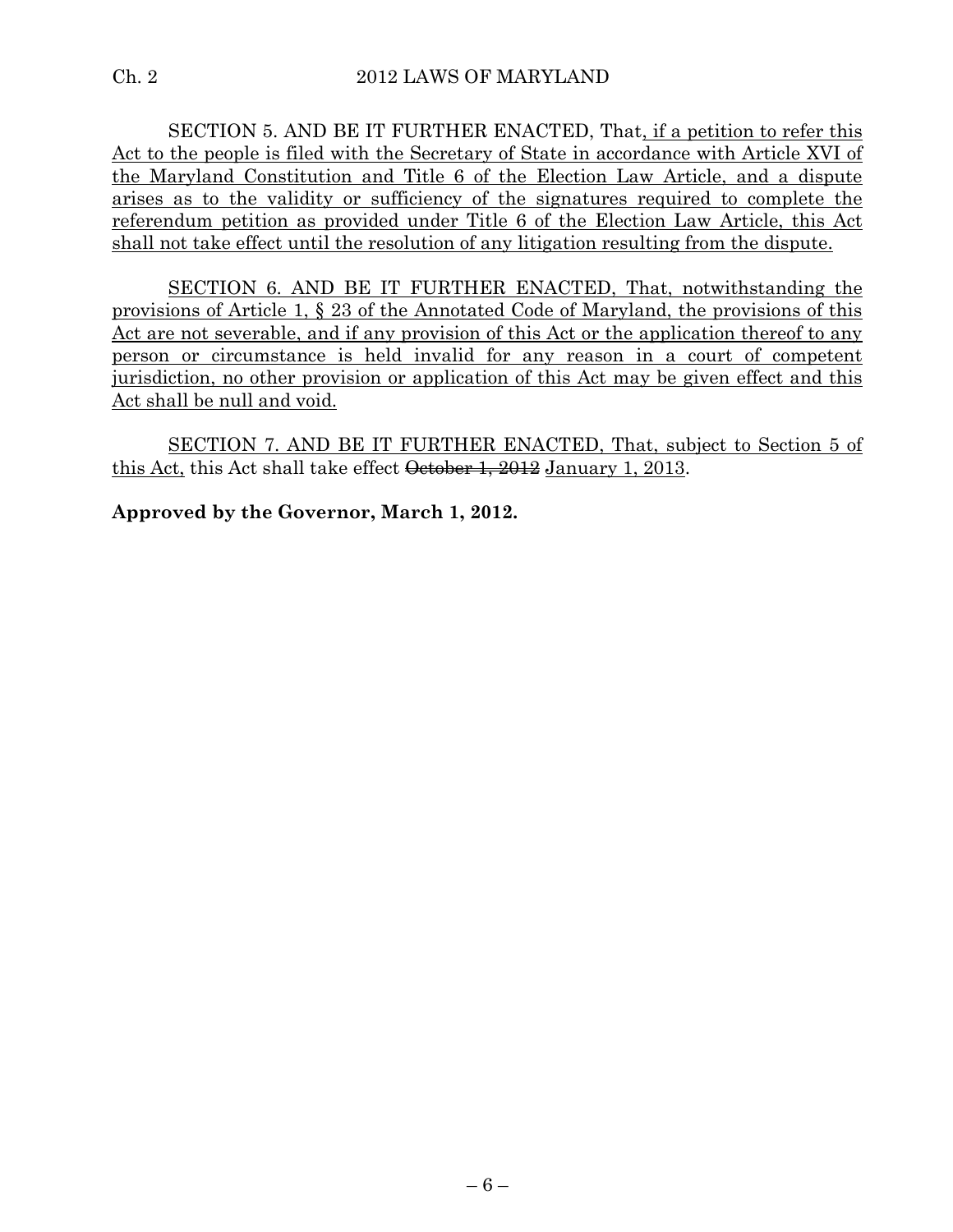SECTION 5. AND BE IT FURTHER ENACTED, That, if a petition to refer this Act to the people is filed with the Secretary of State in accordance with Article XVI of the Maryland Constitution and Title 6 of the Election Law Article, and a dispute arises as to the validity or sufficiency of the signatures required to complete the referendum petition as provided under Title 6 of the Election Law Article, this Act shall not take effect until the resolution of any litigation resulting from the dispute.

SECTION 6. AND BE IT FURTHER ENACTED, That, notwithstanding the provisions of Article 1, § 23 of the Annotated Code of Maryland, the provisions of this Act are not severable, and if any provision of this Act or the application thereof to any person or circumstance is held invalid for any reason in a court of competent jurisdiction, no other provision or application of this Act may be given effect and this Act shall be null and void.

SECTION 7. AND BE IT FURTHER ENACTED, That, subject to Section 5 of this Act, this Act shall take effect ~~October 1, 2012~~ January 1, 2013.

**Approved by the Governor, March 1, 2012.**